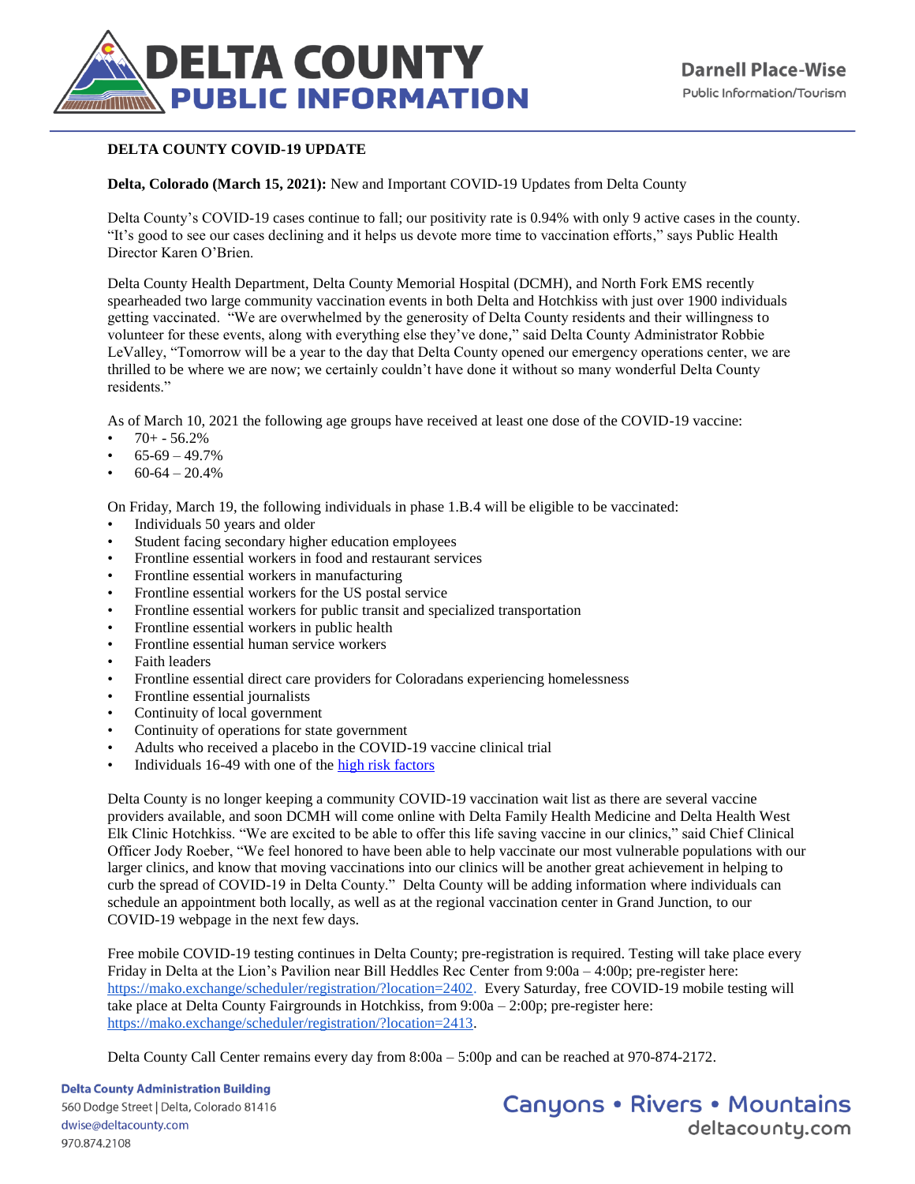# DELTA COUNTY PUBLIC INFORMATION

Darnell Place-Wise
Public Information/Tourism

**DELTA COUNTY COVID-19 UPDATE**

**Delta, Colorado (March 15, 2021):** New and Important COVID-19 Updates from Delta County

Delta County's COVID-19 cases continue to fall; our positivity rate is 0.94% with only 9 active cases in the county. "It's good to see our cases declining and it helps us devote more time to vaccination efforts," says Public Health Director Karen O'Brien.

Delta County Health Department, Delta County Memorial Hospital (DCMH), and North Fork EMS recently spearheaded two large community vaccination events in both Delta and Hotchkiss with just over 1900 individuals getting vaccinated. "We are overwhelmed by the generosity of Delta County residents and their willingness to volunteer for these events, along with everything else they've done," said Delta County Administrator Robbie LeValley, "Tomorrow will be a year to the day that Delta County opened our emergency operations center, we are thrilled to be where we are now; we certainly couldn't have done it without so many wonderful Delta County residents."

As of March 10, 2021 the following age groups have received at least one dose of the COVID-19 vaccine:

- 70+ - 56.2%
- 65-69 – 49.7%
- 60-64 – 20.4%

On Friday, March 19, the following individuals in phase 1.B.4 will be eligible to be vaccinated:

- Individuals 50 years and older
- Student facing secondary higher education employees
- Frontline essential workers in food and restaurant services
- Frontline essential workers in manufacturing
- Frontline essential workers for the US postal service
- Frontline essential workers for public transit and specialized transportation
- Frontline essential workers in public health
- Frontline essential human service workers
- Faith leaders
- Frontline essential direct care providers for Coloradans experiencing homelessness
- Frontline essential journalists
- Continuity of local government
- Continuity of operations for state government
- Adults who received a placebo in the COVID-19 vaccine clinical trial
- Individuals 16-49 with one of the high risk factors

Delta County is no longer keeping a community COVID-19 vaccination wait list as there are several vaccine providers available, and soon DCMH will come online with Delta Family Health Medicine and Delta Health West Elk Clinic Hotchkiss. "We are excited to be able to offer this life saving vaccine in our clinics," said Chief Clinical Officer Jody Roeber, "We feel honored to have been able to help vaccinate our most vulnerable populations with our larger clinics, and know that moving vaccinations into our clinics will be another great achievement in helping to curb the spread of COVID-19 in Delta County." Delta County will be adding information where individuals can schedule an appointment both locally, as well as at the regional vaccination center in Grand Junction, to our COVID-19 webpage in the next few days.

Free mobile COVID-19 testing continues in Delta County; pre-registration is required. Testing will take place every Friday in Delta at the Lion's Pavilion near Bill Heddles Rec Center from 9:00a – 4:00p; pre-register here: https://mako.exchange/scheduler/registration/?location=2402. Every Saturday, free COVID-19 mobile testing will take place at Delta County Fairgrounds in Hotchkiss, from 9:00a – 2:00p; pre-register here: https://mako.exchange/scheduler/registration/?location=2413.

Delta County Call Center remains every day from 8:00a – 5:00p and can be reached at 970-874-2172.

**Delta County Administration Building**
560 Dodge Street | Delta, Colorado 81416
dwise@deltacounty.com
970.874.2108

Canyons • Rivers • Mountains
deltacounty.com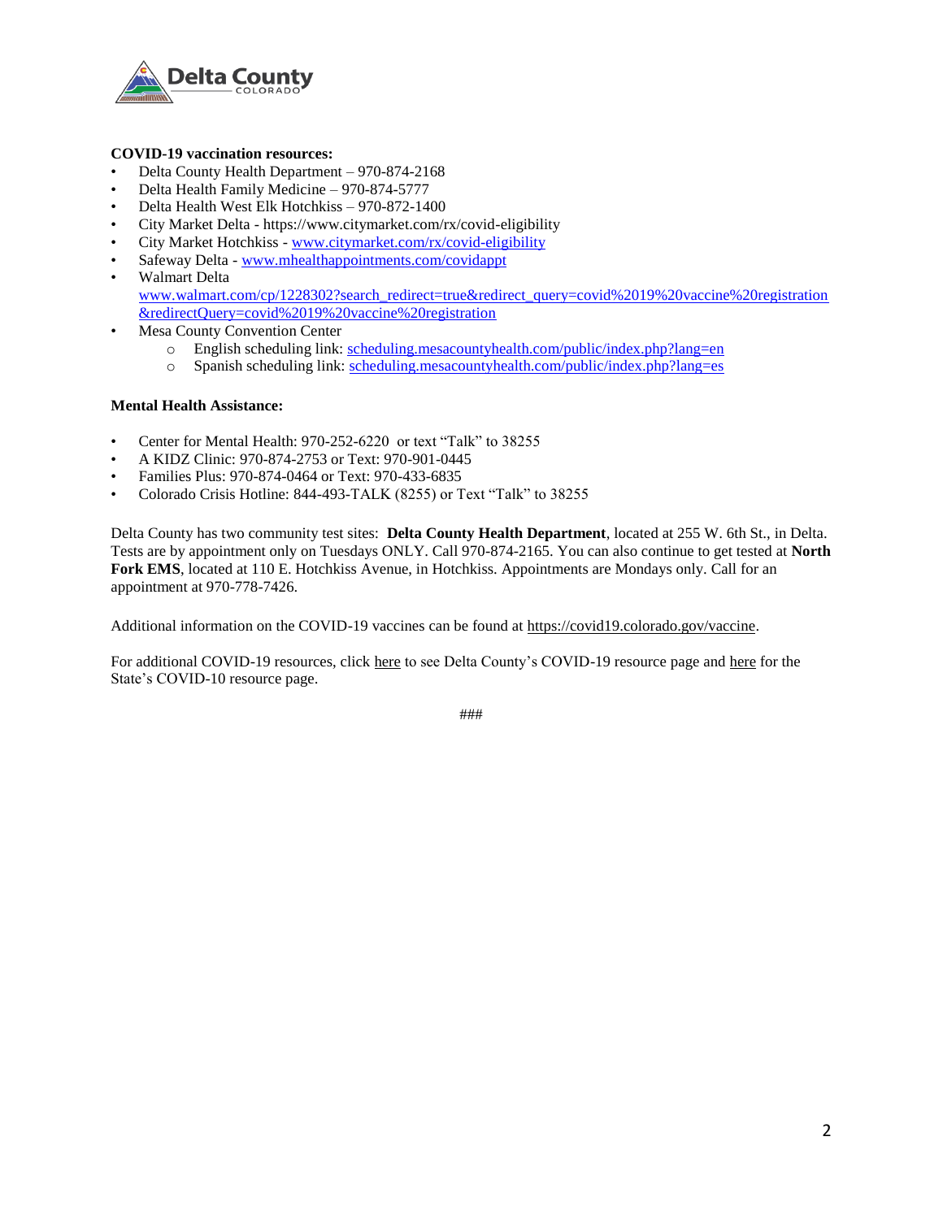**COVID-19 vaccination resources:**

- Delta County Health Department – 970-874-2168
- Delta Health Family Medicine – 970-874-5777
- Delta Health West Elk Hotchkiss – 970-872-1400
- City Market Delta - https://www.citymarket.com/rx/covid-eligibility
- City Market Hotchkiss - www.citymarket.com/rx/covid-eligibility
- Safeway Delta - www.mhealthappointments.com/covidappt
- Walmart Delta www.walmart.com/cp/1228302?search_redirect=true&redirect_query=covid%2019%20vaccine%20registration&redirectQuery=covid%2019%20vaccine%20registration
- Mesa County Convention Center
  - English scheduling link: scheduling.mesacountyhealth.com/public/index.php?lang=en
  - Spanish scheduling link: scheduling.mesacountyhealth.com/public/index.php?lang=es

**Mental Health Assistance:**

- Center for Mental Health: 970-252-6220 or text "Talk" to 38255
- A KIDZ Clinic: 970-874-2753 or Text: 970-901-0445
- Families Plus: 970-874-0464 or Text: 970-433-6835
- Colorado Crisis Hotline: 844-493-TALK (8255) or Text "Talk" to 38255

Delta County has two community test sites: **Delta County Health Department**, located at 255 W. 6th St., in Delta. Tests are by appointment only on Tuesdays ONLY. Call 970-874-2165. You can also continue to get tested at **North Fork EMS**, located at 110 E. Hotchkiss Avenue, in Hotchkiss. Appointments are Mondays only. Call for an appointment at 970-778-7426.

Additional information on the COVID-19 vaccines can be found at https://covid19.colorado.gov/vaccine.

For additional COVID-19 resources, click here to see Delta County's COVID-19 resource page and here for the State's COVID-10 resource page.

###